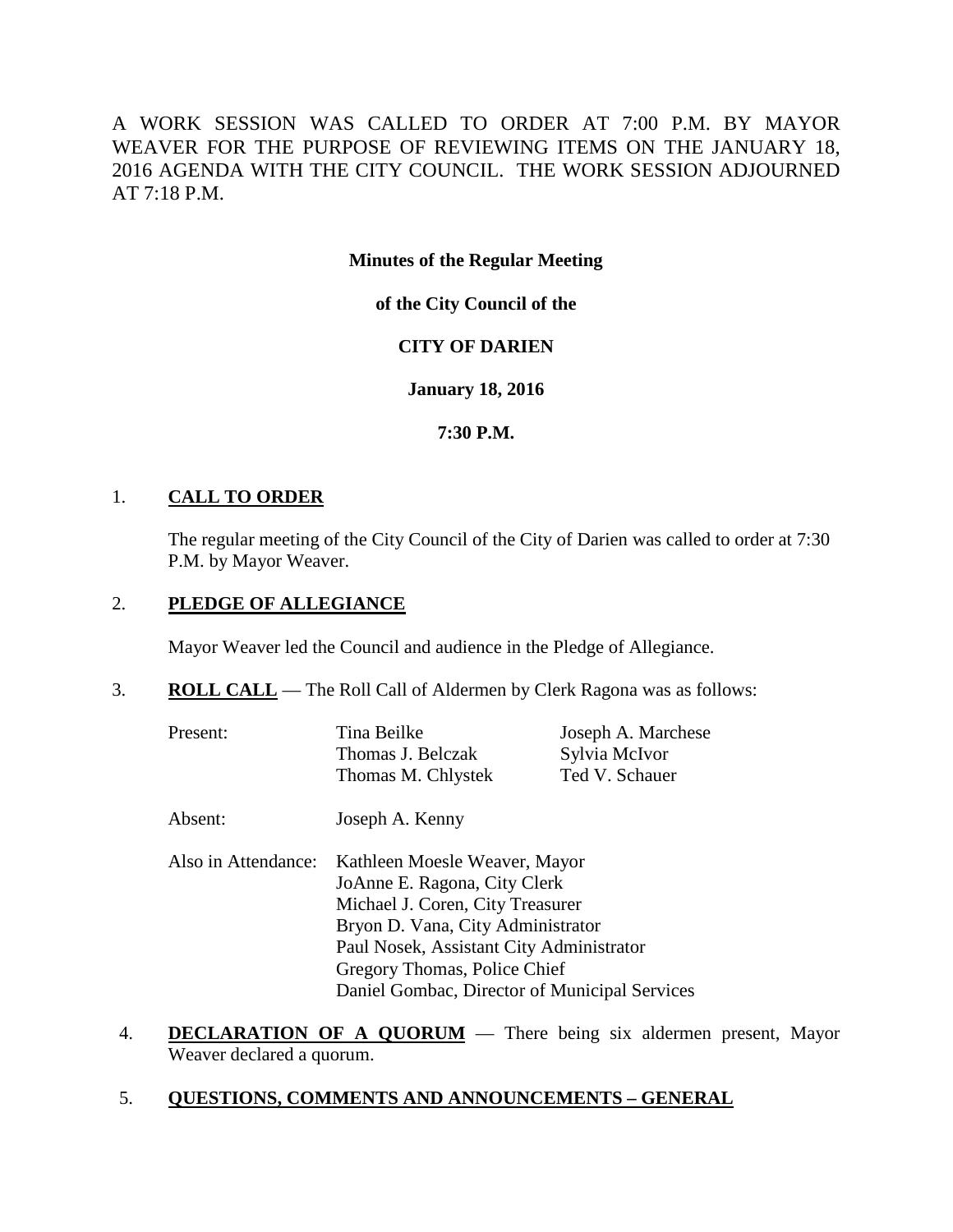A WORK SESSION WAS CALLED TO ORDER AT 7:00 P.M. BY MAYOR WEAVER FOR THE PURPOSE OF REVIEWING ITEMS ON THE JANUARY 18, 2016 AGENDA WITH THE CITY COUNCIL. THE WORK SESSION ADJOURNED AT 7:18 P.M.

**Minutes of the Regular Meeting**

**of the City Council of the**

**CITY OF DARIEN**

**January 18, 2016**

**7:30 P.M.**

1. **CALL TO ORDER**

   The regular meeting of the City Council of the City of Darien was called to order at 7:30 P.M. by Mayor Weaver.

2. **PLEDGE OF ALLEGIANCE**

   Mayor Weaver led the Council and audience in the Pledge of Allegiance.

3. **ROLL CALL** — The Roll Call of Aldermen by Clerk Ragona was as follows:

   Present: Tina Beilke, Thomas J. Belczak, Thomas M. Chlystek, Joseph A. Marchese, Sylvia McIvor, Ted V. Schauer

   Absent: Joseph A. Kenny

   Also in Attendance:
   Kathleen Moesle Weaver, Mayor
   JoAnne E. Ragona, City Clerk
   Michael J. Coren, City Treasurer
   Bryon D. Vana, City Administrator
   Paul Nosek, Assistant City Administrator
   Gregory Thomas, Police Chief
   Daniel Gombac, Director of Municipal Services

4. **DECLARATION OF A QUORUM** — There being six aldermen present, Mayor Weaver declared a quorum.

5. **QUESTIONS, COMMENTS AND ANNOUNCEMENTS – GENERAL**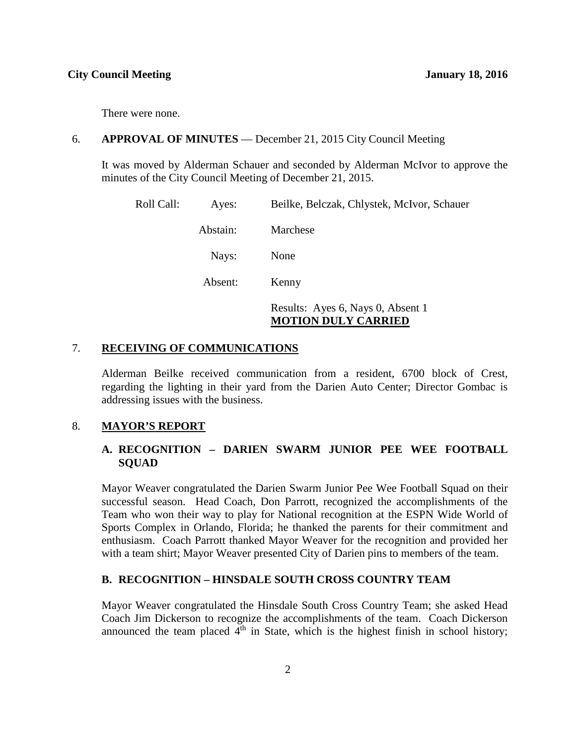There were none.

6. **APPROVAL OF MINUTES** — December 21, 2015 City Council Meeting

It was moved by Alderman Schauer and seconded by Alderman McIvor to approve the minutes of the City Council Meeting of December 21, 2015.

| Roll Call: | Ayes: | Beilke, Belczak, Chlystek, McIvor, Schauer |
|---|---|---|
| | Abstain: | Marchese |
| | Nays: | None |
| | Absent: | Kenny |

Results: Ayes 6, Nays 0, Absent 1
**MOTION DULY CARRIED**

7. **RECEIVING OF COMMUNICATIONS**

Alderman Beilke received communication from a resident, 6700 block of Crest, regarding the lighting in their yard from the Darien Auto Center; Director Gombac is addressing issues with the business.

8. **MAYOR'S REPORT**

**A. RECOGNITION – DARIEN SWARM JUNIOR PEE WEE FOOTBALL SQUAD**

Mayor Weaver congratulated the Darien Swarm Junior Pee Wee Football Squad on their successful season. Head Coach, Don Parrott, recognized the accomplishments of the Team who won their way to play for National recognition at the ESPN Wide World of Sports Complex in Orlando, Florida; he thanked the parents for their commitment and enthusiasm. Coach Parrott thanked Mayor Weaver for the recognition and provided her with a team shirt; Mayor Weaver presented City of Darien pins to members of the team.

**B. RECOGNITION – HINSDALE SOUTH CROSS COUNTRY TEAM**

Mayor Weaver congratulated the Hinsdale South Cross Country Team; she asked Head Coach Jim Dickerson to recognize the accomplishments of the team. Coach Dickerson announced the team placed 4th in State, which is the highest finish in school history;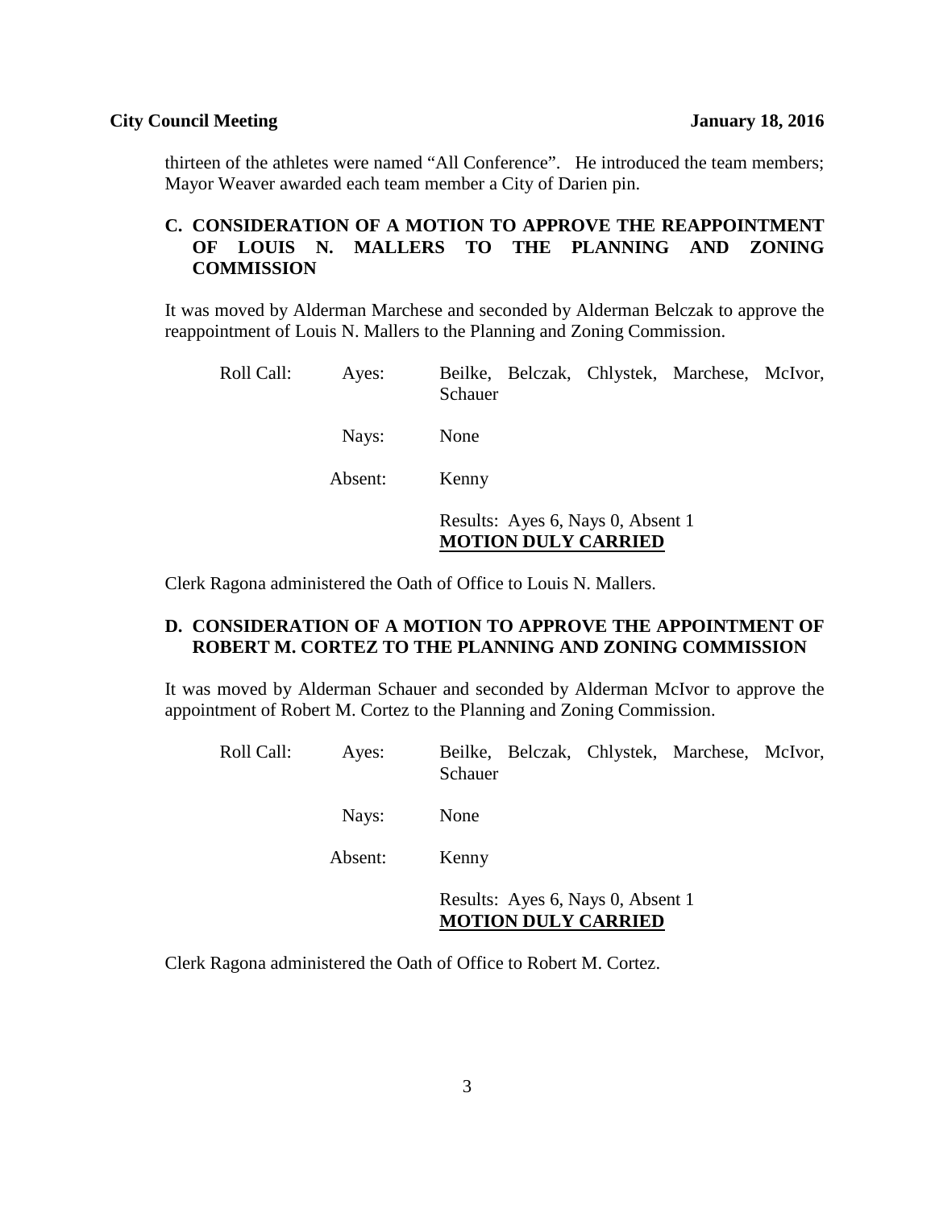thirteen of the athletes were named "All Conference". He introduced the team members; Mayor Weaver awarded each team member a City of Darien pin.

**C. CONSIDERATION OF A MOTION TO APPROVE THE REAPPOINTMENT OF LOUIS N. MALLERS TO THE PLANNING AND ZONING COMMISSION**

It was moved by Alderman Marchese and seconded by Alderman Belczak to approve the reappointment of Louis N. Mallers to the Planning and Zoning Commission.

Roll Call: Ayes: Beilke, Belczak, Chlystek, Marchese, McIvor, Schauer

Nays: None

Absent: Kenny

Results: Ayes 6, Nays 0, Absent 1
**MOTION DULY CARRIED**

Clerk Ragona administered the Oath of Office to Louis N. Mallers.

**D. CONSIDERATION OF A MOTION TO APPROVE THE APPOINTMENT OF ROBERT M. CORTEZ TO THE PLANNING AND ZONING COMMISSION**

It was moved by Alderman Schauer and seconded by Alderman McIvor to approve the appointment of Robert M. Cortez to the Planning and Zoning Commission.

Roll Call: Ayes: Beilke, Belczak, Chlystek, Marchese, McIvor, Schauer

Nays: None

Absent: Kenny

Results: Ayes 6, Nays 0, Absent 1
**MOTION DULY CARRIED**

Clerk Ragona administered the Oath of Office to Robert M. Cortez.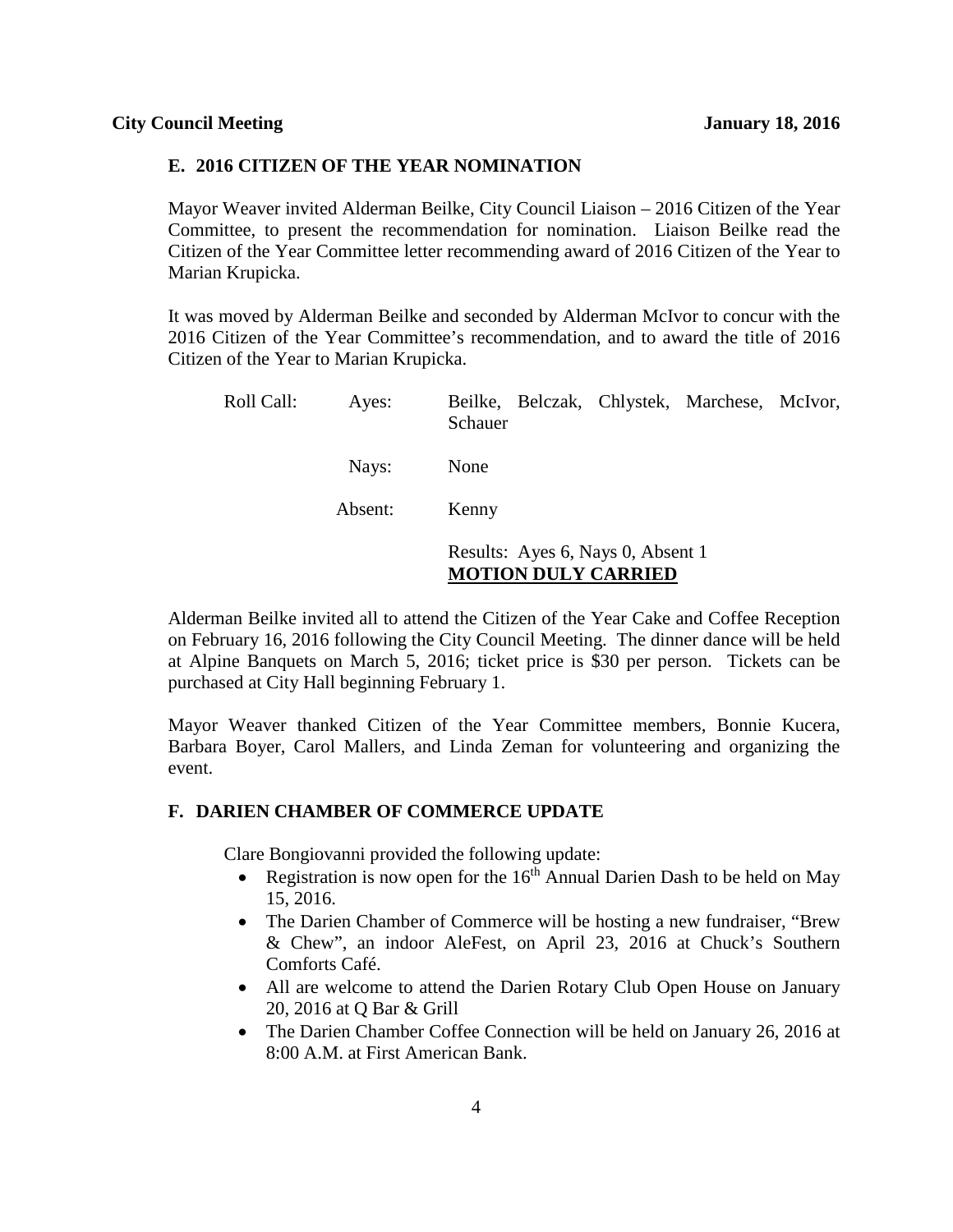### E. 2016 CITIZEN OF THE YEAR NOMINATION

Mayor Weaver invited Alderman Beilke, City Council Liaison – 2016 Citizen of the Year Committee, to present the recommendation for nomination. Liaison Beilke read the Citizen of the Year Committee letter recommending award of 2016 Citizen of the Year to Marian Krupicka.

It was moved by Alderman Beilke and seconded by Alderman McIvor to concur with the 2016 Citizen of the Year Committee's recommendation, and to award the title of 2016 Citizen of the Year to Marian Krupicka.

| Roll Call: | Ayes: | Beilke, Belczak, Chlystek, Marchese, McIvor, Schauer |
|---|---|---|
| | Nays: | None |
| | Absent: | Kenny |
| | | Results: Ayes 6, Nays 0, Absent 1 **MOTION DULY CARRIED** |

Alderman Beilke invited all to attend the Citizen of the Year Cake and Coffee Reception on February 16, 2016 following the City Council Meeting. The dinner dance will be held at Alpine Banquets on March 5, 2016; ticket price is $30 per person. Tickets can be purchased at City Hall beginning February 1.

Mayor Weaver thanked Citizen of the Year Committee members, Bonnie Kucera, Barbara Boyer, Carol Mallers, and Linda Zeman for volunteering and organizing the event.

### F. DARIEN CHAMBER OF COMMERCE UPDATE

Clare Bongiovanni provided the following update:

- Registration is now open for the 16th Annual Darien Dash to be held on May 15, 2016.
- The Darien Chamber of Commerce will be hosting a new fundraiser, "Brew & Chew", an indoor AleFest, on April 23, 2016 at Chuck's Southern Comforts Café.
- All are welcome to attend the Darien Rotary Club Open House on January 20, 2016 at Q Bar & Grill
- The Darien Chamber Coffee Connection will be held on January 26, 2016 at 8:00 A.M. at First American Bank.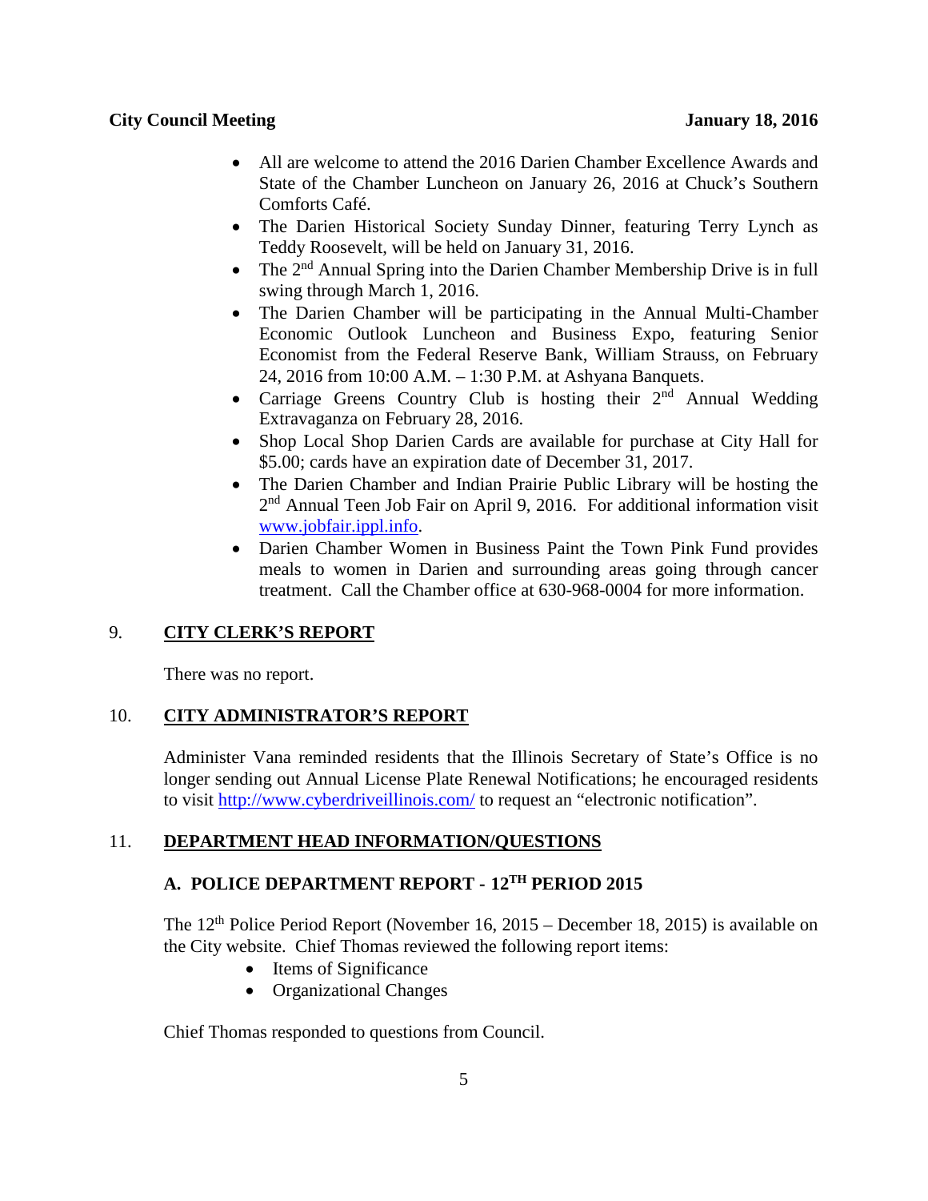- All are welcome to attend the 2016 Darien Chamber Excellence Awards and State of the Chamber Luncheon on January 26, 2016 at Chuck's Southern Comforts Café.
- The Darien Historical Society Sunday Dinner, featuring Terry Lynch as Teddy Roosevelt, will be held on January 31, 2016.
- The 2nd Annual Spring into the Darien Chamber Membership Drive is in full swing through March 1, 2016.
- The Darien Chamber will be participating in the Annual Multi-Chamber Economic Outlook Luncheon and Business Expo, featuring Senior Economist from the Federal Reserve Bank, William Strauss, on February 24, 2016 from 10:00 A.M. – 1:30 P.M. at Ashyana Banquets.
- Carriage Greens Country Club is hosting their 2nd Annual Wedding Extravaganza on February 28, 2016.
- Shop Local Shop Darien Cards are available for purchase at City Hall for $5.00; cards have an expiration date of December 31, 2017.
- The Darien Chamber and Indian Prairie Public Library will be hosting the 2nd Annual Teen Job Fair on April 9, 2016. For additional information visit www.jobfair.ippl.info.
- Darien Chamber Women in Business Paint the Town Pink Fund provides meals to women in Darien and surrounding areas going through cancer treatment. Call the Chamber office at 630-968-0004 for more information.

## 9. CITY CLERK'S REPORT

There was no report.

## 10. CITY ADMINISTRATOR'S REPORT

Administer Vana reminded residents that the Illinois Secretary of State's Office is no longer sending out Annual License Plate Renewal Notifications; he encouraged residents to visit http://www.cyberdriveillinois.com/ to request an "electronic notification".

## 11. DEPARTMENT HEAD INFORMATION/QUESTIONS

### A. POLICE DEPARTMENT REPORT - 12TH PERIOD 2015

The 12th Police Period Report (November 16, 2015 – December 18, 2015) is available on the City website. Chief Thomas reviewed the following report items:

- Items of Significance
- Organizational Changes

Chief Thomas responded to questions from Council.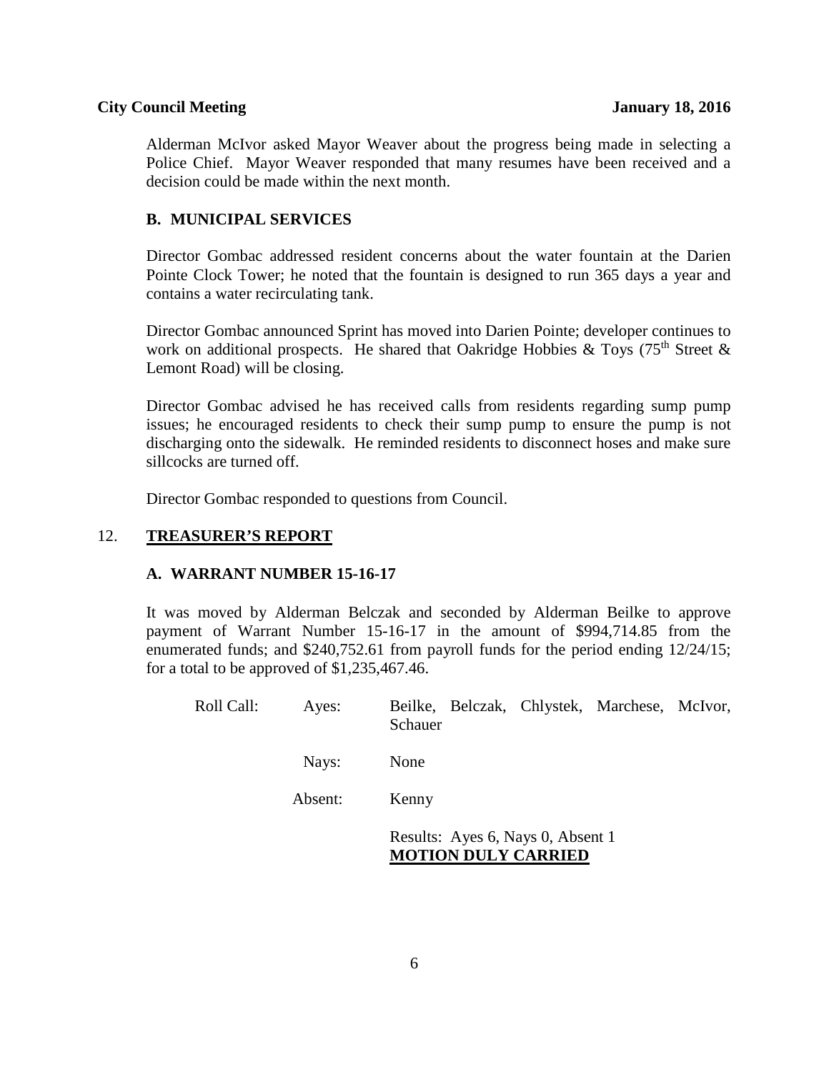Alderman McIvor asked Mayor Weaver about the progress being made in selecting a Police Chief. Mayor Weaver responded that many resumes have been received and a decision could be made within the next month.

### B. MUNICIPAL SERVICES

Director Gombac addressed resident concerns about the water fountain at the Darien Pointe Clock Tower; he noted that the fountain is designed to run 365 days a year and contains a water recirculating tank.

Director Gombac announced Sprint has moved into Darien Pointe; developer continues to work on additional prospects. He shared that Oakridge Hobbies & Toys (75th Street & Lemont Road) will be closing.

Director Gombac advised he has received calls from residents regarding sump pump issues; he encouraged residents to check their sump pump to ensure the pump is not discharging onto the sidewalk. He reminded residents to disconnect hoses and make sure sillcocks are turned off.

Director Gombac responded to questions from Council.

## 12. TREASURER'S REPORT

### A. WARRANT NUMBER 15-16-17

It was moved by Alderman Belczak and seconded by Alderman Beilke to approve payment of Warrant Number 15-16-17 in the amount of $994,714.85 from the enumerated funds; and $240,752.61 from payroll funds for the period ending 12/24/15; for a total to be approved of $1,235,467.46.

Roll Call: Ayes: Beilke, Belczak, Chlystek, Marchese, McIvor, Schauer

Nays: None

Absent: Kenny

Results: Ayes 6, Nays 0, Absent 1
**MOTION DULY CARRIED**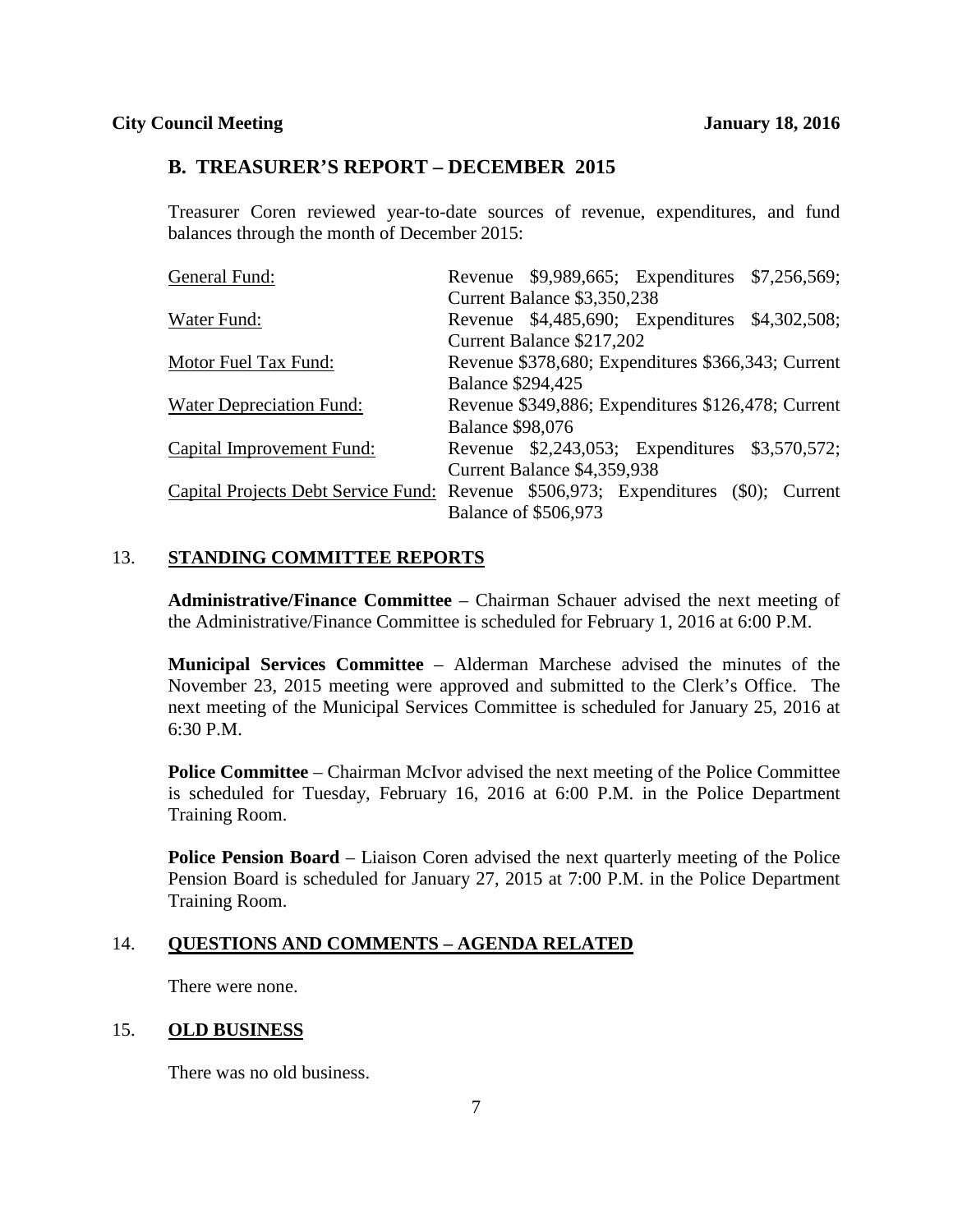## B. TREASURER'S REPORT – DECEMBER 2015

Treasurer Coren reviewed year-to-date sources of revenue, expenditures, and fund balances through the month of December 2015:

| | |
|---|---|
| General Fund: | Revenue $9,989,665; Expenditures $7,256,569; Current Balance $3,350,238 |
| Water Fund: | Revenue $4,485,690; Expenditures $4,302,508; Current Balance $217,202 |
| Motor Fuel Tax Fund: | Revenue $378,680; Expenditures $366,343; Current Balance $294,425 |
| Water Depreciation Fund: | Revenue $349,886; Expenditures $126,478; Current Balance $98,076 |
| Capital Improvement Fund: | Revenue $2,243,053; Expenditures $3,570,572; Current Balance $4,359,938 |
| Capital Projects Debt Service Fund: | Revenue $506,973; Expenditures ($0); Current Balance of $506,973 |

13. **STANDING COMMITTEE REPORTS**

**Administrative/Finance Committee** – Chairman Schauer advised the next meeting of the Administrative/Finance Committee is scheduled for February 1, 2016 at 6:00 P.M.

**Municipal Services Committee** – Alderman Marchese advised the minutes of the November 23, 2015 meeting were approved and submitted to the Clerk's Office. The next meeting of the Municipal Services Committee is scheduled for January 25, 2016 at 6:30 P.M.

**Police Committee** – Chairman McIvor advised the next meeting of the Police Committee is scheduled for Tuesday, February 16, 2016 at 6:00 P.M. in the Police Department Training Room.

**Police Pension Board** – Liaison Coren advised the next quarterly meeting of the Police Pension Board is scheduled for January 27, 2015 at 7:00 P.M. in the Police Department Training Room.

14. **QUESTIONS AND COMMENTS – AGENDA RELATED**

There were none.

15. **OLD BUSINESS**

There was no old business.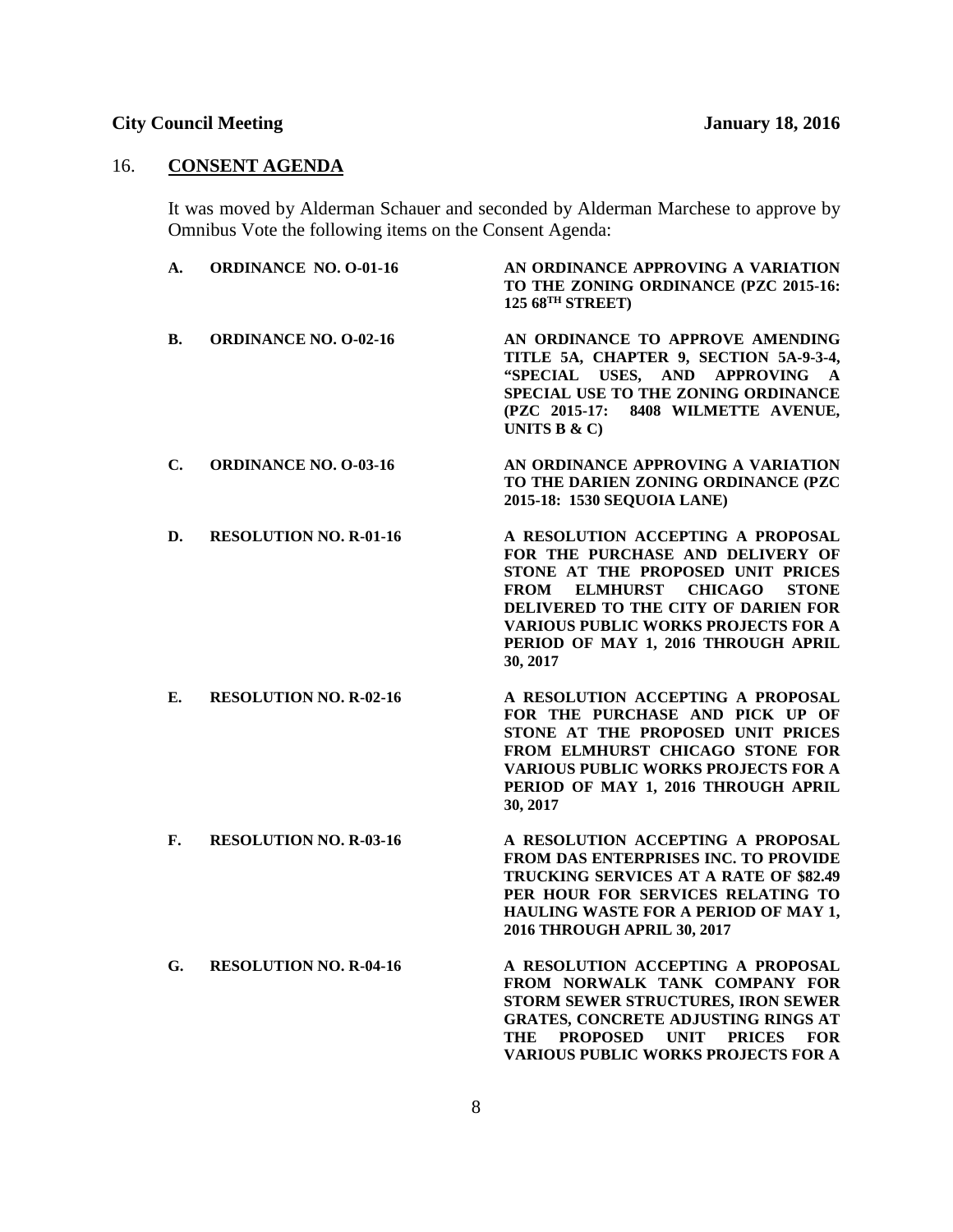## 16. **CONSENT AGENDA**

It was moved by Alderman Schauer and seconded by Alderman Marchese to approve by Omnibus Vote the following items on the Consent Agenda:

| | | |
|---|---|---|
| **A.** | **ORDINANCE NO. O-01-16** | **AN ORDINANCE APPROVING A VARIATION TO THE ZONING ORDINANCE (PZC 2015-16: 125 68TH STREET)** |
| **B.** | **ORDINANCE NO. O-02-16** | **AN ORDINANCE TO APPROVE AMENDING TITLE 5A, CHAPTER 9, SECTION 5A-9-3-4, "SPECIAL USES, AND APPROVING A SPECIAL USE TO THE ZONING ORDINANCE (PZC 2015-17: 8408 WILMETTE AVENUE, UNITS B & C)** |
| **C.** | **ORDINANCE NO. O-03-16** | **AN ORDINANCE APPROVING A VARIATION TO THE DARIEN ZONING ORDINANCE (PZC 2015-18: 1530 SEQUOIA LANE)** |
| **D.** | **RESOLUTION NO. R-01-16** | **A RESOLUTION ACCEPTING A PROPOSAL FOR THE PURCHASE AND DELIVERY OF STONE AT THE PROPOSED UNIT PRICES FROM ELMHURST CHICAGO STONE DELIVERED TO THE CITY OF DARIEN FOR VARIOUS PUBLIC WORKS PROJECTS FOR A PERIOD OF MAY 1, 2016 THROUGH APRIL 30, 2017** |
| **E.** | **RESOLUTION NO. R-02-16** | **A RESOLUTION ACCEPTING A PROPOSAL FOR THE PURCHASE AND PICK UP OF STONE AT THE PROPOSED UNIT PRICES FROM ELMHURST CHICAGO STONE FOR VARIOUS PUBLIC WORKS PROJECTS FOR A PERIOD OF MAY 1, 2016 THROUGH APRIL 30, 2017** |
| **F.** | **RESOLUTION NO. R-03-16** | **A RESOLUTION ACCEPTING A PROPOSAL FROM DAS ENTERPRISES INC. TO PROVIDE TRUCKING SERVICES AT A RATE OF $82.49 PER HOUR FOR SERVICES RELATING TO HAULING WASTE FOR A PERIOD OF MAY 1, 2016 THROUGH APRIL 30, 2017** |
| **G.** | **RESOLUTION NO. R-04-16** | **A RESOLUTION ACCEPTING A PROPOSAL FROM NORWALK TANK COMPANY FOR STORM SEWER STRUCTURES, IRON SEWER GRATES, CONCRETE ADJUSTING RINGS AT THE PROPOSED UNIT PRICES FOR VARIOUS PUBLIC WORKS PROJECTS FOR A** |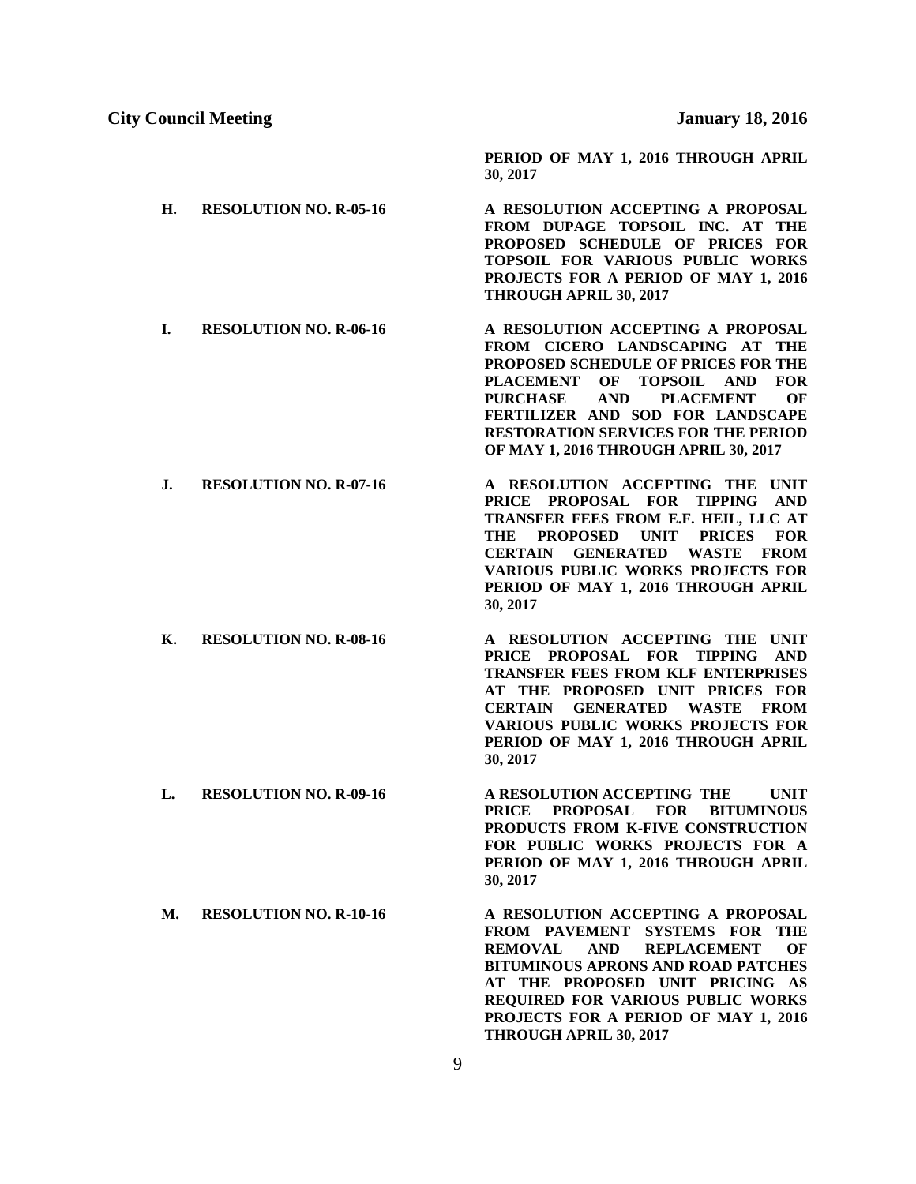PERIOD OF MAY 1, 2016 THROUGH APRIL 30, 2017

**H. RESOLUTION NO. R-05-16** — **A RESOLUTION ACCEPTING A PROPOSAL FROM DUPAGE TOPSOIL INC. AT THE PROPOSED SCHEDULE OF PRICES FOR TOPSOIL FOR VARIOUS PUBLIC WORKS PROJECTS FOR A PERIOD OF MAY 1, 2016 THROUGH APRIL 30, 2017**

**I. RESOLUTION NO. R-06-16** — **A RESOLUTION ACCEPTING A PROPOSAL FROM CICERO LANDSCAPING AT THE PROPOSED SCHEDULE OF PRICES FOR THE PLACEMENT OF TOPSOIL AND FOR PURCHASE AND PLACEMENT OF FERTILIZER AND SOD FOR LANDSCAPE RESTORATION SERVICES FOR THE PERIOD OF MAY 1, 2016 THROUGH APRIL 30, 2017**

**J. RESOLUTION NO. R-07-16** — **A RESOLUTION ACCEPTING THE UNIT PRICE PROPOSAL FOR TIPPING AND TRANSFER FEES FROM E.F. HEIL, LLC AT THE PROPOSED UNIT PRICES FOR CERTAIN GENERATED WASTE FROM VARIOUS PUBLIC WORKS PROJECTS FOR PERIOD OF MAY 1, 2016 THROUGH APRIL 30, 2017**

**K. RESOLUTION NO. R-08-16** — **A RESOLUTION ACCEPTING THE UNIT PRICE PROPOSAL FOR TIPPING AND TRANSFER FEES FROM KLF ENTERPRISES AT THE PROPOSED UNIT PRICES FOR CERTAIN GENERATED WASTE FROM VARIOUS PUBLIC WORKS PROJECTS FOR PERIOD OF MAY 1, 2016 THROUGH APRIL 30, 2017**

**L. RESOLUTION NO. R-09-16** — **A RESOLUTION ACCEPTING THE UNIT PRICE PROPOSAL FOR BITUMINOUS PRODUCTS FROM K-FIVE CONSTRUCTION FOR PUBLIC WORKS PROJECTS FOR A PERIOD OF MAY 1, 2016 THROUGH APRIL 30, 2017**

**M. RESOLUTION NO. R-10-16** — **A RESOLUTION ACCEPTING A PROPOSAL FROM PAVEMENT SYSTEMS FOR THE REMOVAL AND REPLACEMENT OF BITUMINOUS APRONS AND ROAD PATCHES AT THE PROPOSED UNIT PRICING AS REQUIRED FOR VARIOUS PUBLIC WORKS PROJECTS FOR A PERIOD OF MAY 1, 2016 THROUGH APRIL 30, 2017**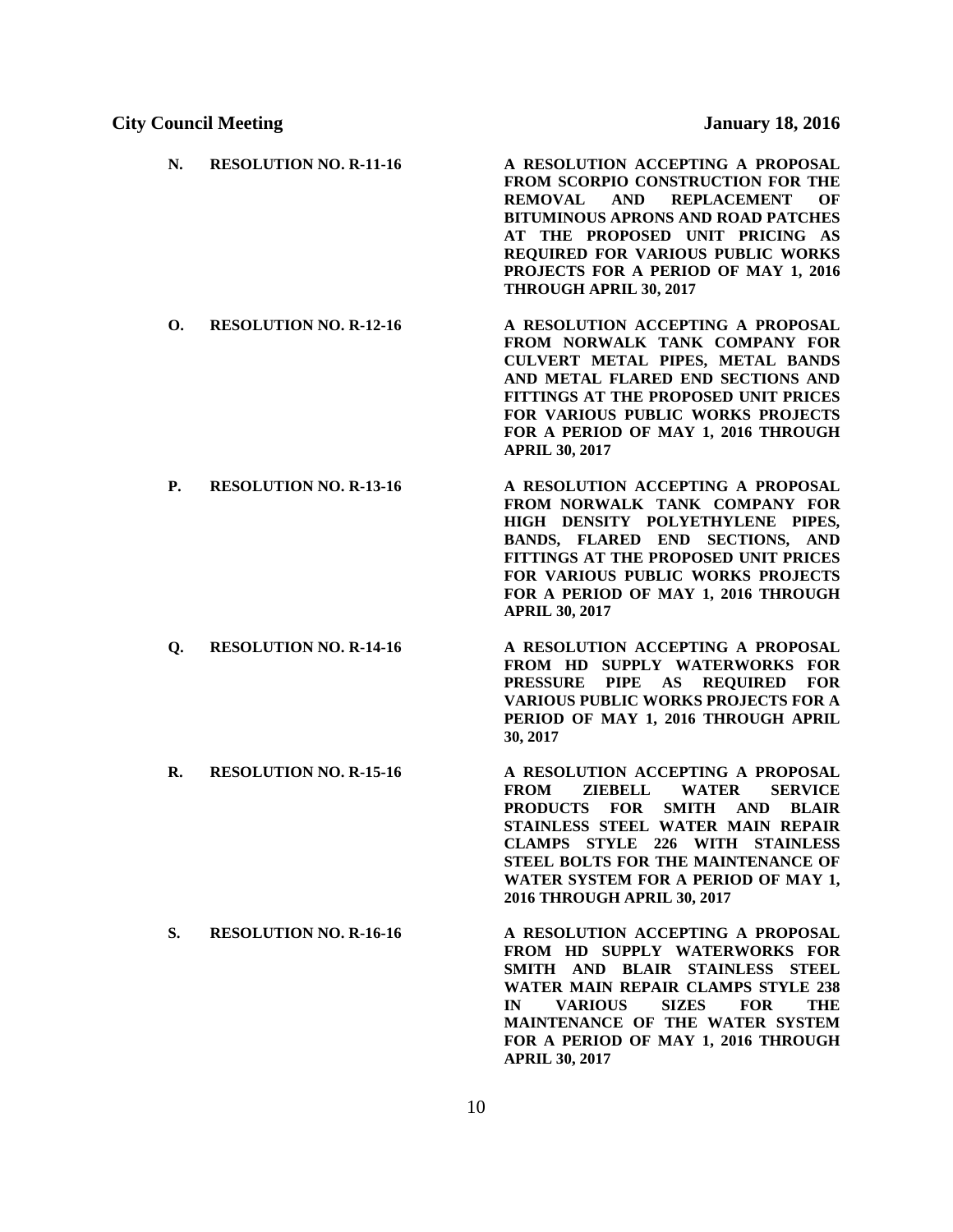**N. RESOLUTION NO. R-11-16** — **A RESOLUTION ACCEPTING A PROPOSAL FROM SCORPIO CONSTRUCTION FOR THE REMOVAL AND REPLACEMENT OF BITUMINOUS APRONS AND ROAD PATCHES AT THE PROPOSED UNIT PRICING AS REQUIRED FOR VARIOUS PUBLIC WORKS PROJECTS FOR A PERIOD OF MAY 1, 2016 THROUGH APRIL 30, 2017**

**O. RESOLUTION NO. R-12-16** — **A RESOLUTION ACCEPTING A PROPOSAL FROM NORWALK TANK COMPANY FOR CULVERT METAL PIPES, METAL BANDS AND METAL FLARED END SECTIONS AND FITTINGS AT THE PROPOSED UNIT PRICES FOR VARIOUS PUBLIC WORKS PROJECTS FOR A PERIOD OF MAY 1, 2016 THROUGH APRIL 30, 2017**

**P. RESOLUTION NO. R-13-16** — **A RESOLUTION ACCEPTING A PROPOSAL FROM NORWALK TANK COMPANY FOR HIGH DENSITY POLYETHYLENE PIPES, BANDS, FLARED END SECTIONS, AND FITTINGS AT THE PROPOSED UNIT PRICES FOR VARIOUS PUBLIC WORKS PROJECTS FOR A PERIOD OF MAY 1, 2016 THROUGH APRIL 30, 2017**

**Q. RESOLUTION NO. R-14-16** — **A RESOLUTION ACCEPTING A PROPOSAL FROM HD SUPPLY WATERWORKS FOR PRESSURE PIPE AS REQUIRED FOR VARIOUS PUBLIC WORKS PROJECTS FOR A PERIOD OF MAY 1, 2016 THROUGH APRIL 30, 2017**

**R. RESOLUTION NO. R-15-16** — **A RESOLUTION ACCEPTING A PROPOSAL FROM ZIEBELL WATER SERVICE PRODUCTS FOR SMITH AND BLAIR STAINLESS STEEL WATER MAIN REPAIR CLAMPS STYLE 226 WITH STAINLESS STEEL BOLTS FOR THE MAINTENANCE OF WATER SYSTEM FOR A PERIOD OF MAY 1, 2016 THROUGH APRIL 30, 2017**

**S. RESOLUTION NO. R-16-16** — **A RESOLUTION ACCEPTING A PROPOSAL FROM HD SUPPLY WATERWORKS FOR SMITH AND BLAIR STAINLESS STEEL WATER MAIN REPAIR CLAMPS STYLE 238 IN VARIOUS SIZES FOR THE MAINTENANCE OF THE WATER SYSTEM FOR A PERIOD OF MAY 1, 2016 THROUGH APRIL 30, 2017**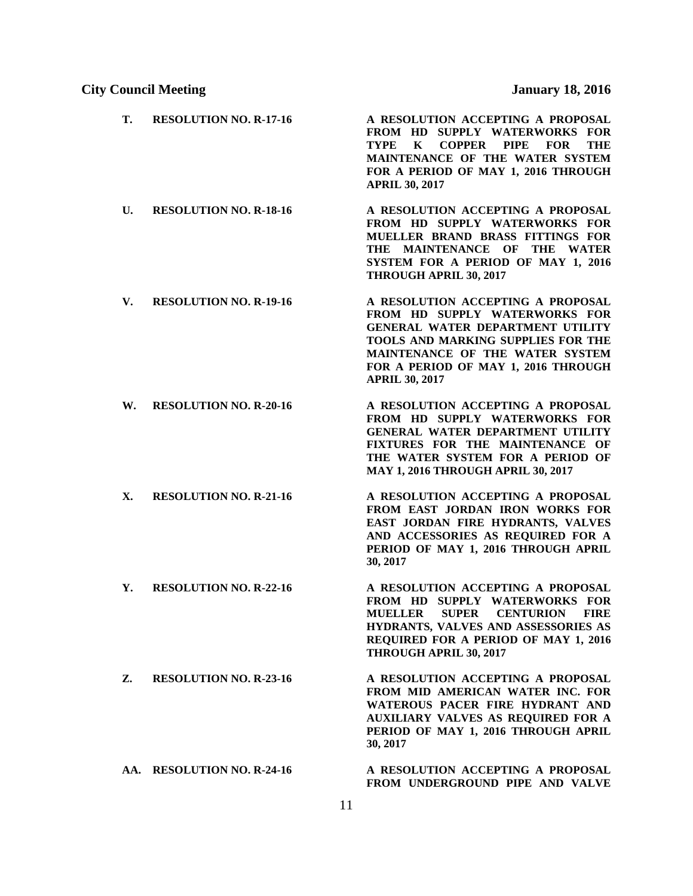T. **RESOLUTION NO. R-17-16** — **A RESOLUTION ACCEPTING A PROPOSAL FROM HD SUPPLY WATERWORKS FOR TYPE K COPPER PIPE FOR THE MAINTENANCE OF THE WATER SYSTEM FOR A PERIOD OF MAY 1, 2016 THROUGH APRIL 30, 2017**

U. **RESOLUTION NO. R-18-16** — **A RESOLUTION ACCEPTING A PROPOSAL FROM HD SUPPLY WATERWORKS FOR MUELLER BRAND BRASS FITTINGS FOR THE MAINTENANCE OF THE WATER SYSTEM FOR A PERIOD OF MAY 1, 2016 THROUGH APRIL 30, 2017**

V. **RESOLUTION NO. R-19-16** — **A RESOLUTION ACCEPTING A PROPOSAL FROM HD SUPPLY WATERWORKS FOR GENERAL WATER DEPARTMENT UTILITY TOOLS AND MARKING SUPPLIES FOR THE MAINTENANCE OF THE WATER SYSTEM FOR A PERIOD OF MAY 1, 2016 THROUGH APRIL 30, 2017**

W. **RESOLUTION NO. R-20-16** — **A RESOLUTION ACCEPTING A PROPOSAL FROM HD SUPPLY WATERWORKS FOR GENERAL WATER DEPARTMENT UTILITY FIXTURES FOR THE MAINTENANCE OF THE WATER SYSTEM FOR A PERIOD OF MAY 1, 2016 THROUGH APRIL 30, 2017**

X. **RESOLUTION NO. R-21-16** — **A RESOLUTION ACCEPTING A PROPOSAL FROM EAST JORDAN IRON WORKS FOR EAST JORDAN FIRE HYDRANTS, VALVES AND ACCESSORIES AS REQUIRED FOR A PERIOD OF MAY 1, 2016 THROUGH APRIL 30, 2017**

Y. **RESOLUTION NO. R-22-16** — **A RESOLUTION ACCEPTING A PROPOSAL FROM HD SUPPLY WATERWORKS FOR MUELLER SUPER CENTURION FIRE HYDRANTS, VALVES AND ASSESSORIES AS REQUIRED FOR A PERIOD OF MAY 1, 2016 THROUGH APRIL 30, 2017**

Z. **RESOLUTION NO. R-23-16** — **A RESOLUTION ACCEPTING A PROPOSAL FROM MID AMERICAN WATER INC. FOR WATEROUS PACER FIRE HYDRANT AND AUXILIARY VALVES AS REQUIRED FOR A PERIOD OF MAY 1, 2016 THROUGH APRIL 30, 2017**

AA. **RESOLUTION NO. R-24-16** — **A RESOLUTION ACCEPTING A PROPOSAL FROM UNDERGROUND PIPE AND VALVE**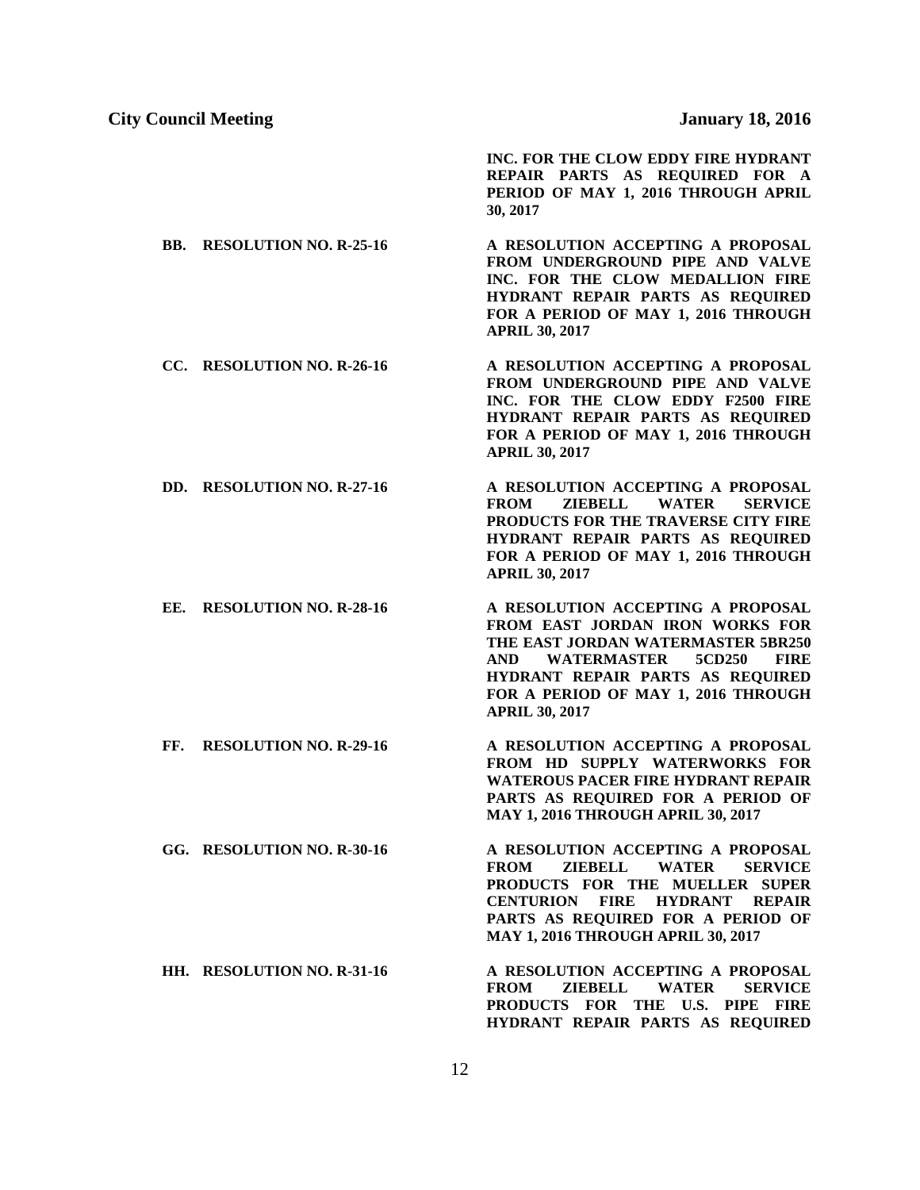**INC. FOR THE CLOW EDDY FIRE HYDRANT REPAIR PARTS AS REQUIRED FOR A PERIOD OF MAY 1, 2016 THROUGH APRIL 30, 2017**

**BB. RESOLUTION NO. R-25-16** — **A RESOLUTION ACCEPTING A PROPOSAL FROM UNDERGROUND PIPE AND VALVE INC. FOR THE CLOW MEDALLION FIRE HYDRANT REPAIR PARTS AS REQUIRED FOR A PERIOD OF MAY 1, 2016 THROUGH APRIL 30, 2017**

**CC. RESOLUTION NO. R-26-16** — **A RESOLUTION ACCEPTING A PROPOSAL FROM UNDERGROUND PIPE AND VALVE INC. FOR THE CLOW EDDY F2500 FIRE HYDRANT REPAIR PARTS AS REQUIRED FOR A PERIOD OF MAY 1, 2016 THROUGH APRIL 30, 2017**

**DD. RESOLUTION NO. R-27-16** — **A RESOLUTION ACCEPTING A PROPOSAL FROM ZIEBELL WATER SERVICE PRODUCTS FOR THE TRAVERSE CITY FIRE HYDRANT REPAIR PARTS AS REQUIRED FOR A PERIOD OF MAY 1, 2016 THROUGH APRIL 30, 2017**

**EE. RESOLUTION NO. R-28-16** — **A RESOLUTION ACCEPTING A PROPOSAL FROM EAST JORDAN IRON WORKS FOR THE EAST JORDAN WATERMASTER 5BR250 AND WATERMASTER 5CD250 FIRE HYDRANT REPAIR PARTS AS REQUIRED FOR A PERIOD OF MAY 1, 2016 THROUGH APRIL 30, 2017**

**FF. RESOLUTION NO. R-29-16** — **A RESOLUTION ACCEPTING A PROPOSAL FROM HD SUPPLY WATERWORKS FOR WATEROUS PACER FIRE HYDRANT REPAIR PARTS AS REQUIRED FOR A PERIOD OF MAY 1, 2016 THROUGH APRIL 30, 2017**

**GG. RESOLUTION NO. R-30-16** — **A RESOLUTION ACCEPTING A PROPOSAL FROM ZIEBELL WATER SERVICE PRODUCTS FOR THE MUELLER SUPER CENTURION FIRE HYDRANT REPAIR PARTS AS REQUIRED FOR A PERIOD OF MAY 1, 2016 THROUGH APRIL 30, 2017**

**HH. RESOLUTION NO. R-31-16** — **A RESOLUTION ACCEPTING A PROPOSAL FROM ZIEBELL WATER SERVICE PRODUCTS FOR THE U.S. PIPE FIRE HYDRANT REPAIR PARTS AS REQUIRED**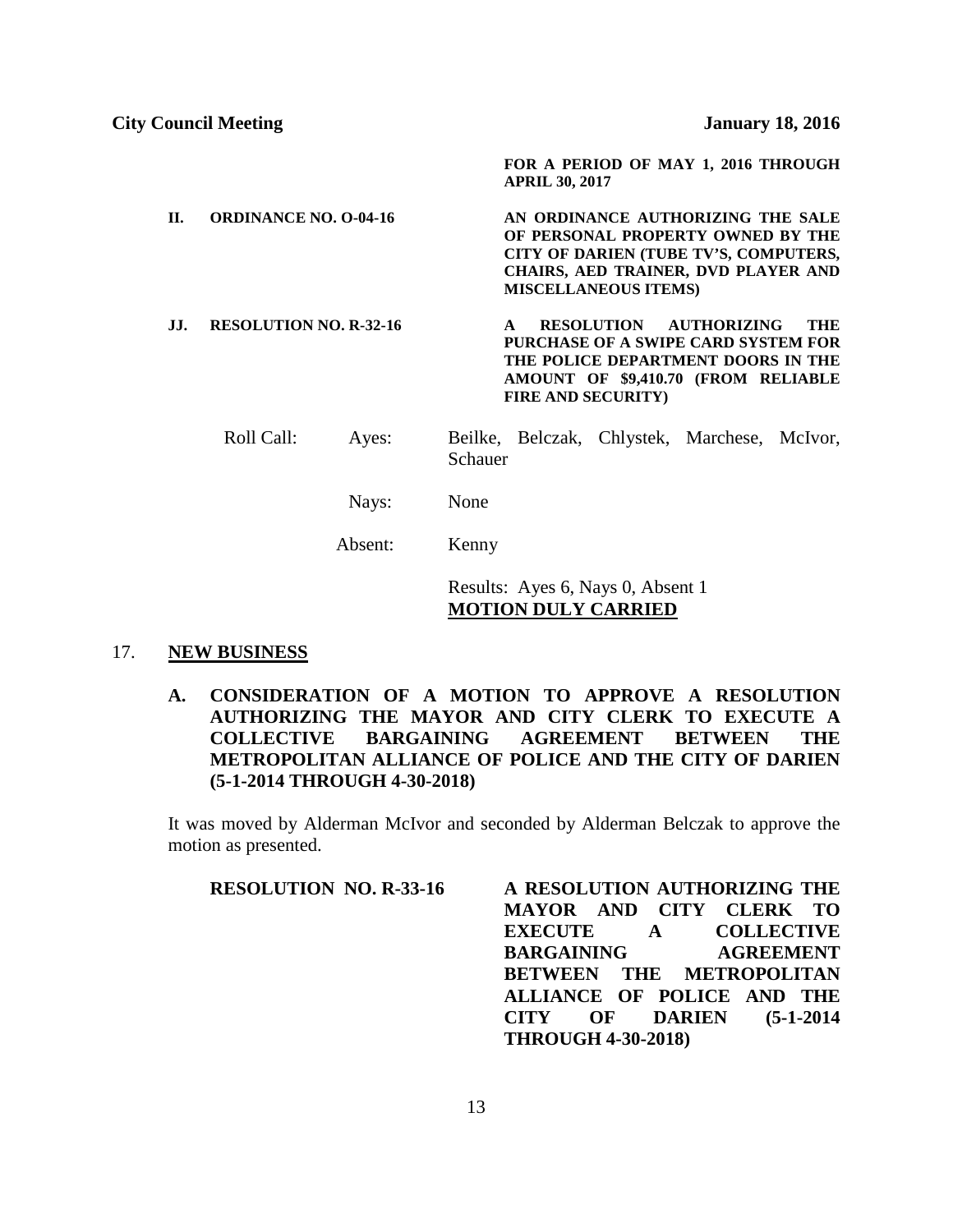FOR A PERIOD OF MAY 1, 2016 THROUGH APRIL 30, 2017

**II. ORDINANCE NO. O-04-16** — **AN ORDINANCE AUTHORIZING THE SALE OF PERSONAL PROPERTY OWNED BY THE CITY OF DARIEN (TUBE TV'S, COMPUTERS, CHAIRS, AED TRAINER, DVD PLAYER AND MISCELLANEOUS ITEMS)**

**JJ. RESOLUTION NO. R-32-16** — **A RESOLUTION AUTHORIZING THE PURCHASE OF A SWIPE CARD SYSTEM FOR THE POLICE DEPARTMENT DOORS IN THE AMOUNT OF $9,410.70 (FROM RELIABLE FIRE AND SECURITY)**

Roll Call: Ayes: Beilke, Belczak, Chlystek, Marchese, McIvor, Schauer

Nays: None

Absent: Kenny

Results: Ayes 6, Nays 0, Absent 1
**MOTION DULY CARRIED**

## 17. NEW BUSINESS

**A. CONSIDERATION OF A MOTION TO APPROVE A RESOLUTION AUTHORIZING THE MAYOR AND CITY CLERK TO EXECUTE A COLLECTIVE BARGAINING AGREEMENT BETWEEN THE METROPOLITAN ALLIANCE OF POLICE AND THE CITY OF DARIEN (5-1-2014 THROUGH 4-30-2018)**

It was moved by Alderman McIvor and seconded by Alderman Belczak to approve the motion as presented.

**RESOLUTION NO. R-33-16** — **A RESOLUTION AUTHORIZING THE MAYOR AND CITY CLERK TO EXECUTE A COLLECTIVE BARGAINING AGREEMENT BETWEEN THE METROPOLITAN ALLIANCE OF POLICE AND THE CITY OF DARIEN (5-1-2014 THROUGH 4-30-2018)**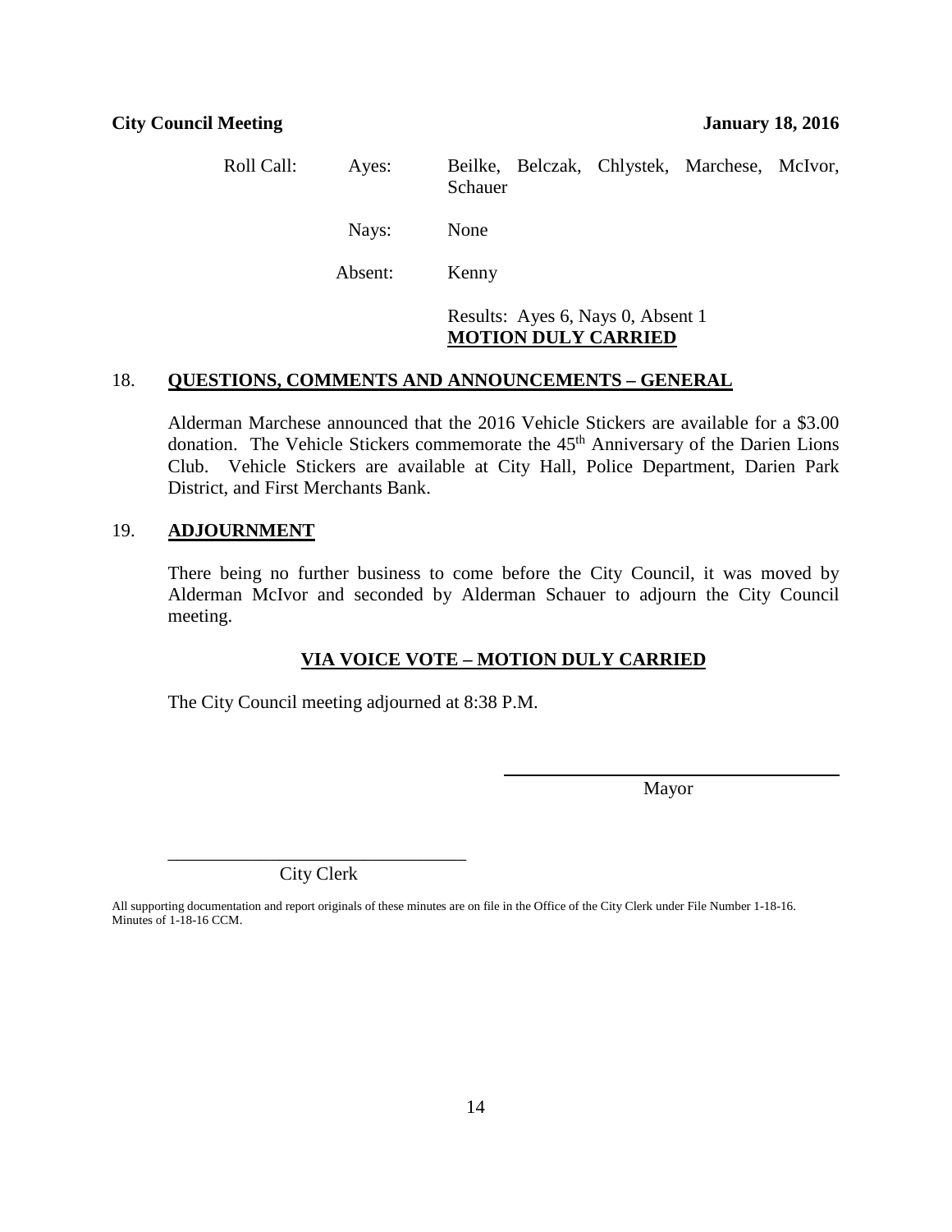| | | |
|---|---|---|
| Roll Call: | Ayes: | Beilke, Belczak, Chlystek, Marchese, McIvor, Schauer |
| | Nays: | None |
| | Absent: | Kenny |
| | | Results: Ayes 6, Nays 0, Absent 1 **MOTION DULY CARRIED** |

## 18. QUESTIONS, COMMENTS AND ANNOUNCEMENTS – GENERAL

Alderman Marchese announced that the 2016 Vehicle Stickers are available for a $3.00 donation. The Vehicle Stickers commemorate the 45th Anniversary of the Darien Lions Club. Vehicle Stickers are available at City Hall, Police Department, Darien Park District, and First Merchants Bank.

## 19. ADJOURNMENT

There being no further business to come before the City Council, it was moved by Alderman McIvor and seconded by Alderman Schauer to adjourn the City Council meeting.

**VIA VOICE VOTE – MOTION DULY CARRIED**

The City Council meeting adjourned at 8:38 P.M.

_________________________________
Mayor

_________________________________
City Clerk

All supporting documentation and report originals of these minutes are on file in the Office of the City Clerk under File Number 1-18-16. Minutes of 1-18-16 CCM.